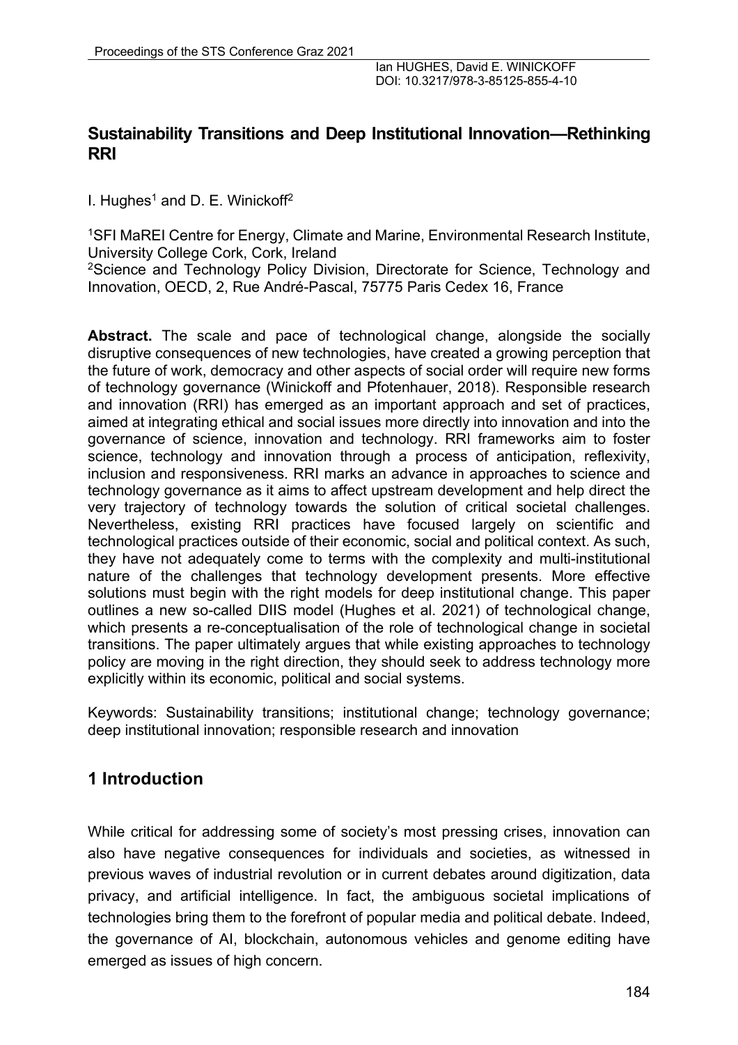# Sustainability Transitions and Deep Institutional Innovation—Rethinking RRI

I. Hughes[1] and D. E. Winickoff[2]

[1]SFI MaREI Centre for Energy, Climate and Marine, Environmental Research Institute, University College Cork, Cork, Ireland

[2]Science and Technology Policy Division, Directorate for Science, Technology and Innovation, OECD, 2, Rue André-Pascal, 75775 Paris Cedex 16, France

**Abstract.** The scale and pace of technological change, alongside the socially disruptive consequences of new technologies, have created a growing perception that the future of work, democracy and other aspects of social order will require new forms of technology governance (Winickoff and Pfotenhauer, 2018). Responsible research and innovation (RRI) has emerged as an important approach and set of practices, aimed at integrating ethical and social issues more directly into innovation and into the governance of science, innovation and technology. RRI frameworks aim to foster science, technology and innovation through a process of anticipation, reflexivity, inclusion and responsiveness. RRI marks an advance in approaches to science and technology governance as it aims to affect upstream development and help direct the very trajectory of technology towards the solution of critical societal challenges. Nevertheless, existing RRI practices have focused largely on scientific and technological practices outside of their economic, social and political context. As such, they have not adequately come to terms with the complexity and multi-institutional nature of the challenges that technology development presents. More effective solutions must begin with the right models for deep institutional change. This paper outlines a new so-called DIIS model (Hughes et al. 2021) of technological change, which presents a re-conceptualisation of the role of technological change in societal transitions. The paper ultimately argues that while existing approaches to technology policy are moving in the right direction, they should seek to address technology more explicitly within its economic, political and social systems.

Keywords: Sustainability transitions; institutional change; technology governance; deep institutional innovation; responsible research and innovation

## 1 Introduction

While critical for addressing some of society's most pressing crises, innovation can also have negative consequences for individuals and societies, as witnessed in previous waves of industrial revolution or in current debates around digitization, data privacy, and artificial intelligence. In fact, the ambiguous societal implications of technologies bring them to the forefront of popular media and political debate. Indeed, the governance of AI, blockchain, autonomous vehicles and genome editing have emerged as issues of high concern.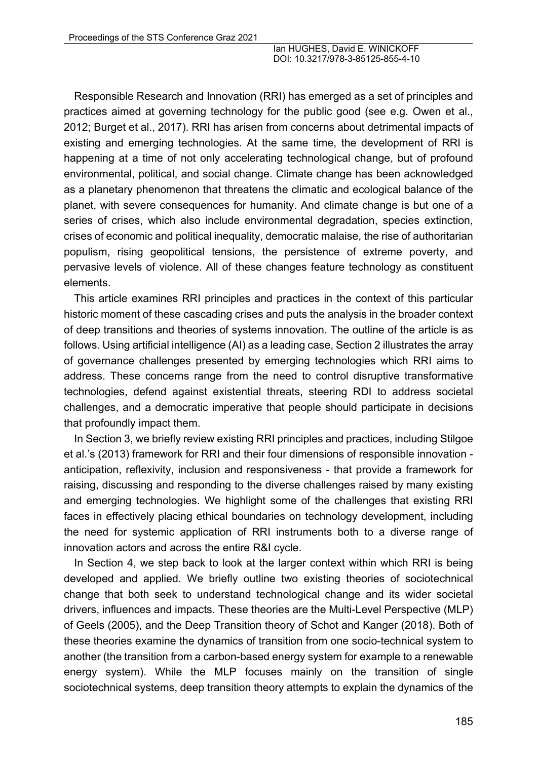Responsible Research and Innovation (RRI) has emerged as a set of principles and practices aimed at governing technology for the public good (see e.g. Owen et al., 2012; Burget et al., 2017). RRI has arisen from concerns about detrimental impacts of existing and emerging technologies. At the same time, the development of RRI is happening at a time of not only accelerating technological change, but of profound environmental, political, and social change. Climate change has been acknowledged as a planetary phenomenon that threatens the climatic and ecological balance of the planet, with severe consequences for humanity. And climate change is but one of a series of crises, which also include environmental degradation, species extinction, crises of economic and political inequality, democratic malaise, the rise of authoritarian populism, rising geopolitical tensions, the persistence of extreme poverty, and pervasive levels of violence. All of these changes feature technology as constituent elements.

This article examines RRI principles and practices in the context of this particular historic moment of these cascading crises and puts the analysis in the broader context of deep transitions and theories of systems innovation. The outline of the article is as follows. Using artificial intelligence (AI) as a leading case, Section 2 illustrates the array of governance challenges presented by emerging technologies which RRI aims to address. These concerns range from the need to control disruptive transformative technologies, defend against existential threats, steering RDI to address societal challenges, and a democratic imperative that people should participate in decisions that profoundly impact them.

In Section 3, we briefly review existing RRI principles and practices, including Stilgoe et al.'s (2013) framework for RRI and their four dimensions of responsible innovation - anticipation, reflexivity, inclusion and responsiveness - that provide a framework for raising, discussing and responding to the diverse challenges raised by many existing and emerging technologies. We highlight some of the challenges that existing RRI faces in effectively placing ethical boundaries on technology development, including the need for systemic application of RRI instruments both to a diverse range of innovation actors and across the entire R&I cycle.

In Section 4, we step back to look at the larger context within which RRI is being developed and applied. We briefly outline two existing theories of sociotechnical change that both seek to understand technological change and its wider societal drivers, influences and impacts. These theories are the Multi-Level Perspective (MLP) of Geels (2005), and the Deep Transition theory of Schot and Kanger (2018). Both of these theories examine the dynamics of transition from one socio-technical system to another (the transition from a carbon-based energy system for example to a renewable energy system). While the MLP focuses mainly on the transition of single sociotechnical systems, deep transition theory attempts to explain the dynamics of the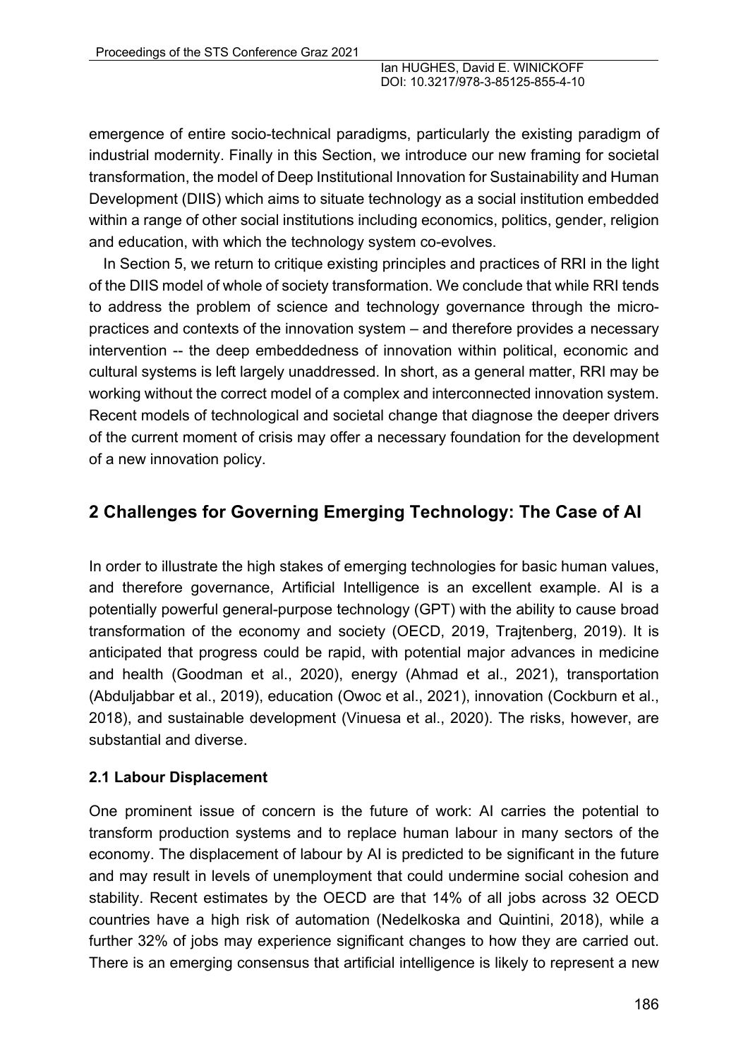emergence of entire socio-technical paradigms, particularly the existing paradigm of industrial modernity. Finally in this Section, we introduce our new framing for societal transformation, the model of Deep Institutional Innovation for Sustainability and Human Development (DIIS) which aims to situate technology as a social institution embedded within a range of other social institutions including economics, politics, gender, religion and education, with which the technology system co-evolves.

In Section 5, we return to critique existing principles and practices of RRI in the light of the DIIS model of whole of society transformation. We conclude that while RRI tends to address the problem of science and technology governance through the micro-practices and contexts of the innovation system – and therefore provides a necessary intervention -- the deep embeddedness of innovation within political, economic and cultural systems is left largely unaddressed. In short, as a general matter, RRI may be working without the correct model of a complex and interconnected innovation system. Recent models of technological and societal change that diagnose the deeper drivers of the current moment of crisis may offer a necessary foundation for the development of a new innovation policy.

## 2 Challenges for Governing Emerging Technology: The Case of AI

In order to illustrate the high stakes of emerging technologies for basic human values, and therefore governance, Artificial Intelligence is an excellent example. AI is a potentially powerful general-purpose technology (GPT) with the ability to cause broad transformation of the economy and society (OECD, 2019, Trajtenberg, 2019). It is anticipated that progress could be rapid, with potential major advances in medicine and health (Goodman et al., 2020), energy (Ahmad et al., 2021), transportation (Abduljabbar et al., 2019), education (Owoc et al., 2021), innovation (Cockburn et al., 2018), and sustainable development (Vinuesa et al., 2020). The risks, however, are substantial and diverse.

### 2.1 Labour Displacement

One prominent issue of concern is the future of work: AI carries the potential to transform production systems and to replace human labour in many sectors of the economy. The displacement of labour by AI is predicted to be significant in the future and may result in levels of unemployment that could undermine social cohesion and stability. Recent estimates by the OECD are that 14% of all jobs across 32 OECD countries have a high risk of automation (Nedelkoska and Quintini, 2018), while a further 32% of jobs may experience significant changes to how they are carried out. There is an emerging consensus that artificial intelligence is likely to represent a new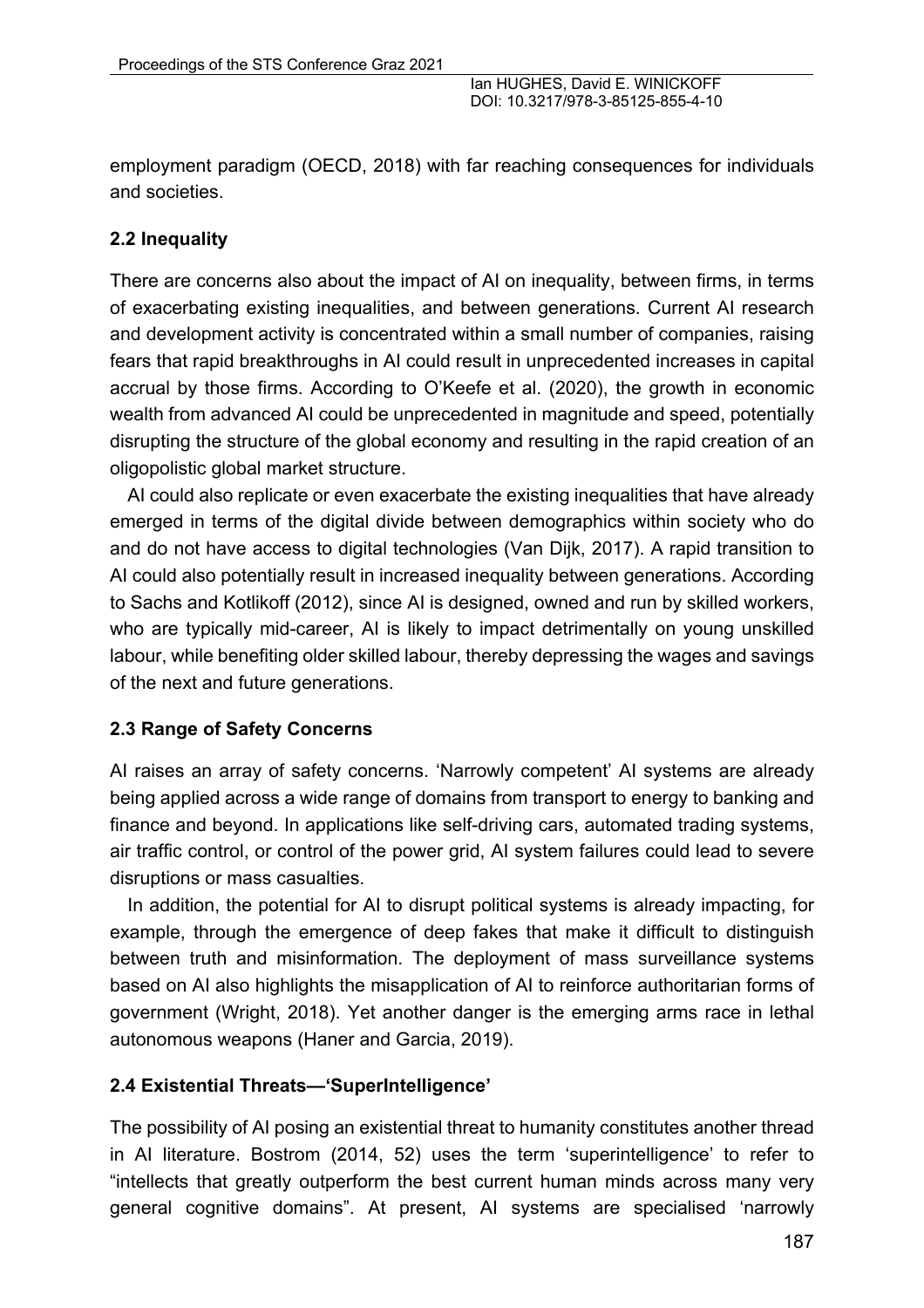employment paradigm (OECD, 2018) with far reaching consequences for individuals and societies.

## 2.2 Inequality

There are concerns also about the impact of AI on inequality, between firms, in terms of exacerbating existing inequalities, and between generations. Current AI research and development activity is concentrated within a small number of companies, raising fears that rapid breakthroughs in AI could result in unprecedented increases in capital accrual by those firms. According to O'Keefe et al. (2020), the growth in economic wealth from advanced AI could be unprecedented in magnitude and speed, potentially disrupting the structure of the global economy and resulting in the rapid creation of an oligopolistic global market structure.

AI could also replicate or even exacerbate the existing inequalities that have already emerged in terms of the digital divide between demographics within society who do and do not have access to digital technologies (Van Dijk, 2017). A rapid transition to AI could also potentially result in increased inequality between generations. According to Sachs and Kotlikoff (2012), since AI is designed, owned and run by skilled workers, who are typically mid-career, AI is likely to impact detrimentally on young unskilled labour, while benefiting older skilled labour, thereby depressing the wages and savings of the next and future generations.

## 2.3 Range of Safety Concerns

AI raises an array of safety concerns. 'Narrowly competent' AI systems are already being applied across a wide range of domains from transport to energy to banking and finance and beyond. In applications like self-driving cars, automated trading systems, air traffic control, or control of the power grid, AI system failures could lead to severe disruptions or mass casualties.

In addition, the potential for AI to disrupt political systems is already impacting, for example, through the emergence of deep fakes that make it difficult to distinguish between truth and misinformation. The deployment of mass surveillance systems based on AI also highlights the misapplication of AI to reinforce authoritarian forms of government (Wright, 2018). Yet another danger is the emerging arms race in lethal autonomous weapons (Haner and Garcia, 2019).

## 2.4 Existential Threats—'SuperIntelligence'

The possibility of AI posing an existential threat to humanity constitutes another thread in AI literature. Bostrom (2014, 52) uses the term 'superintelligence' to refer to "intellects that greatly outperform the best current human minds across many very general cognitive domains". At present, AI systems are specialised 'narrowly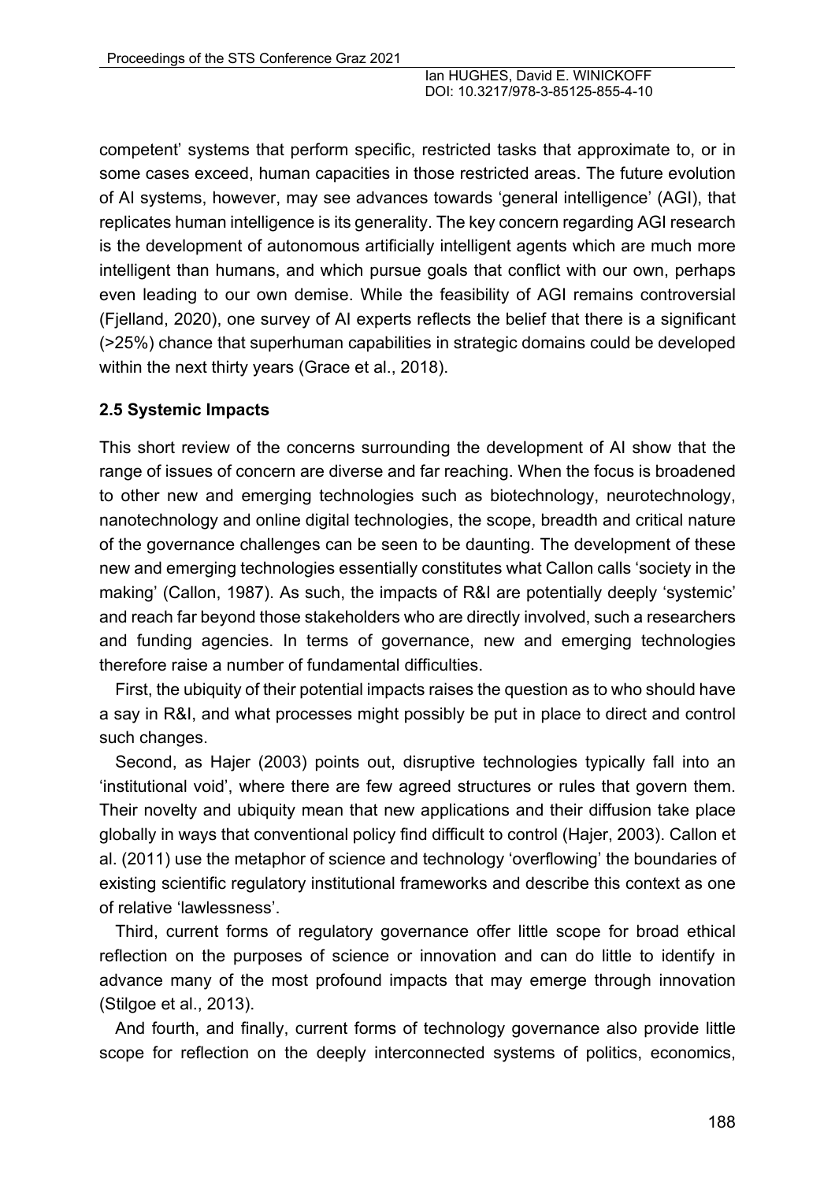competent' systems that perform specific, restricted tasks that approximate to, or in some cases exceed, human capacities in those restricted areas. The future evolution of AI systems, however, may see advances towards 'general intelligence' (AGI), that replicates human intelligence is its generality. The key concern regarding AGI research is the development of autonomous artificially intelligent agents which are much more intelligent than humans, and which pursue goals that conflict with our own, perhaps even leading to our own demise. While the feasibility of AGI remains controversial (Fjelland, 2020), one survey of AI experts reflects the belief that there is a significant (>25%) chance that superhuman capabilities in strategic domains could be developed within the next thirty years (Grace et al., 2018).

### 2.5 Systemic Impacts

This short review of the concerns surrounding the development of AI show that the range of issues of concern are diverse and far reaching. When the focus is broadened to other new and emerging technologies such as biotechnology, neurotechnology, nanotechnology and online digital technologies, the scope, breadth and critical nature of the governance challenges can be seen to be daunting. The development of these new and emerging technologies essentially constitutes what Callon calls 'society in the making' (Callon, 1987). As such, the impacts of R&I are potentially deeply 'systemic' and reach far beyond those stakeholders who are directly involved, such a researchers and funding agencies. In terms of governance, new and emerging technologies therefore raise a number of fundamental difficulties.

First, the ubiquity of their potential impacts raises the question as to who should have a say in R&I, and what processes might possibly be put in place to direct and control such changes.

Second, as Hajer (2003) points out, disruptive technologies typically fall into an 'institutional void', where there are few agreed structures or rules that govern them. Their novelty and ubiquity mean that new applications and their diffusion take place globally in ways that conventional policy find difficult to control (Hajer, 2003). Callon et al. (2011) use the metaphor of science and technology 'overflowing' the boundaries of existing scientific regulatory institutional frameworks and describe this context as one of relative 'lawlessness'.

Third, current forms of regulatory governance offer little scope for broad ethical reflection on the purposes of science or innovation and can do little to identify in advance many of the most profound impacts that may emerge through innovation (Stilgoe et al., 2013).

And fourth, and finally, current forms of technology governance also provide little scope for reflection on the deeply interconnected systems of politics, economics,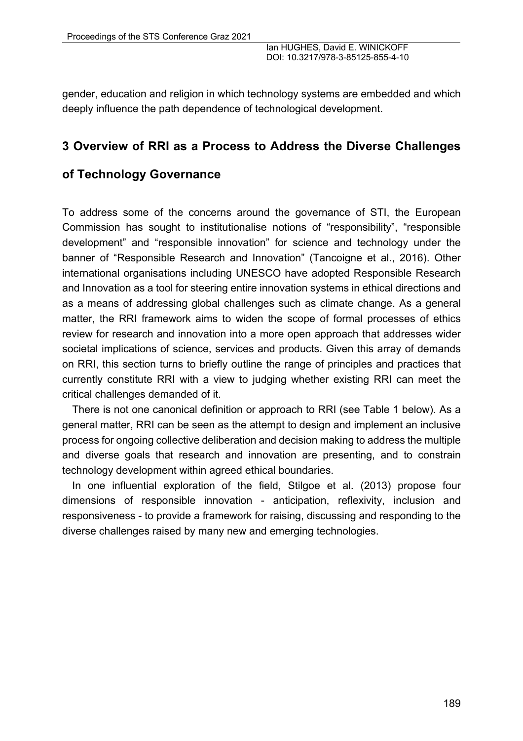gender, education and religion in which technology systems are embedded and which deeply influence the path dependence of technological development.

## 3 Overview of RRI as a Process to Address the Diverse Challenges of Technology Governance

To address some of the concerns around the governance of STI, the European Commission has sought to institutionalise notions of "responsibility", "responsible development" and "responsible innovation" for science and technology under the banner of "Responsible Research and Innovation" (Tancoigne et al., 2016). Other international organisations including UNESCO have adopted Responsible Research and Innovation as a tool for steering entire innovation systems in ethical directions and as a means of addressing global challenges such as climate change. As a general matter, the RRI framework aims to widen the scope of formal processes of ethics review for research and innovation into a more open approach that addresses wider societal implications of science, services and products. Given this array of demands on RRI, this section turns to briefly outline the range of principles and practices that currently constitute RRI with a view to judging whether existing RRI can meet the critical challenges demanded of it.

There is not one canonical definition or approach to RRI (see Table 1 below). As a general matter, RRI can be seen as the attempt to design and implement an inclusive process for ongoing collective deliberation and decision making to address the multiple and diverse goals that research and innovation are presenting, and to constrain technology development within agreed ethical boundaries.

In one influential exploration of the field, Stilgoe et al. (2013) propose four dimensions of responsible innovation - anticipation, reflexivity, inclusion and responsiveness - to provide a framework for raising, discussing and responding to the diverse challenges raised by many new and emerging technologies.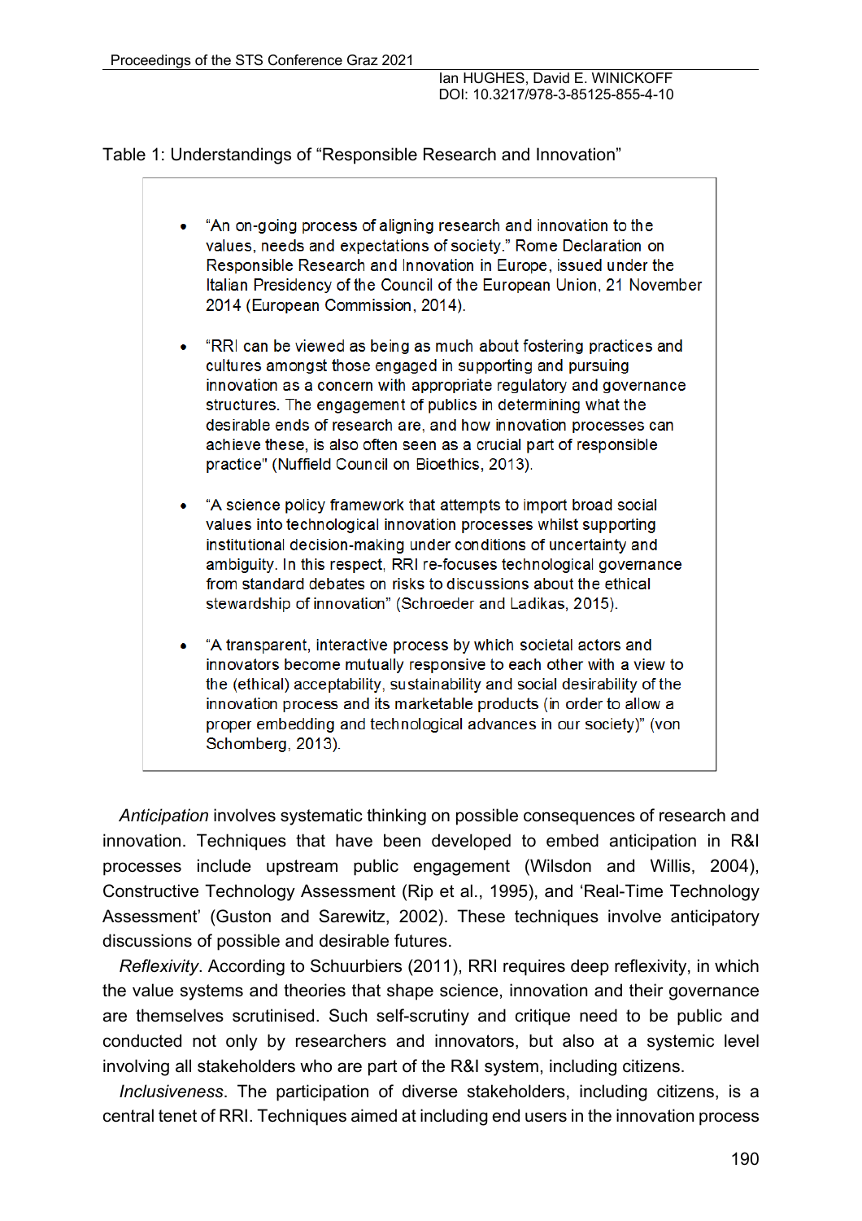Table 1: Understandings of "Responsible Research and Innovation"

- "An on-going process of aligning research and innovation to the values, needs and expectations of society." Rome Declaration on Responsible Research and Innovation in Europe, issued under the Italian Presidency of the Council of the European Union, 21 November 2014 (European Commission, 2014).
- "RRI can be viewed as being as much about fostering practices and cultures amongst those engaged in supporting and pursuing innovation as a concern with appropriate regulatory and governance structures. The engagement of publics in determining what the desirable ends of research are, and how innovation processes can achieve these, is also often seen as a crucial part of responsible practice" (Nuffield Council on Bioethics, 2013).
- "A science policy framework that attempts to import broad social values into technological innovation processes whilst supporting institutional decision-making under conditions of uncertainty and ambiguity. In this respect, RRI re-focuses technological governance from standard debates on risks to discussions about the ethical stewardship of innovation" (Schroeder and Ladikas, 2015).
- "A transparent, interactive process by which societal actors and innovators become mutually responsive to each other with a view to the (ethical) acceptability, sustainability and social desirability of the innovation process and its marketable products (in order to allow a proper embedding and technological advances in our society)" (von Schomberg, 2013).

*Anticipation* involves systematic thinking on possible consequences of research and innovation. Techniques that have been developed to embed anticipation in R&I processes include upstream public engagement (Wilsdon and Willis, 2004), Constructive Technology Assessment (Rip et al., 1995), and 'Real-Time Technology Assessment' (Guston and Sarewitz, 2002). These techniques involve anticipatory discussions of possible and desirable futures.

*Reflexivity*. According to Schuurbiers (2011), RRI requires deep reflexivity, in which the value systems and theories that shape science, innovation and their governance are themselves scrutinised. Such self-scrutiny and critique need to be public and conducted not only by researchers and innovators, but also at a systemic level involving all stakeholders who are part of the R&I system, including citizens.

*Inclusiveness*. The participation of diverse stakeholders, including citizens, is a central tenet of RRI. Techniques aimed at including end users in the innovation process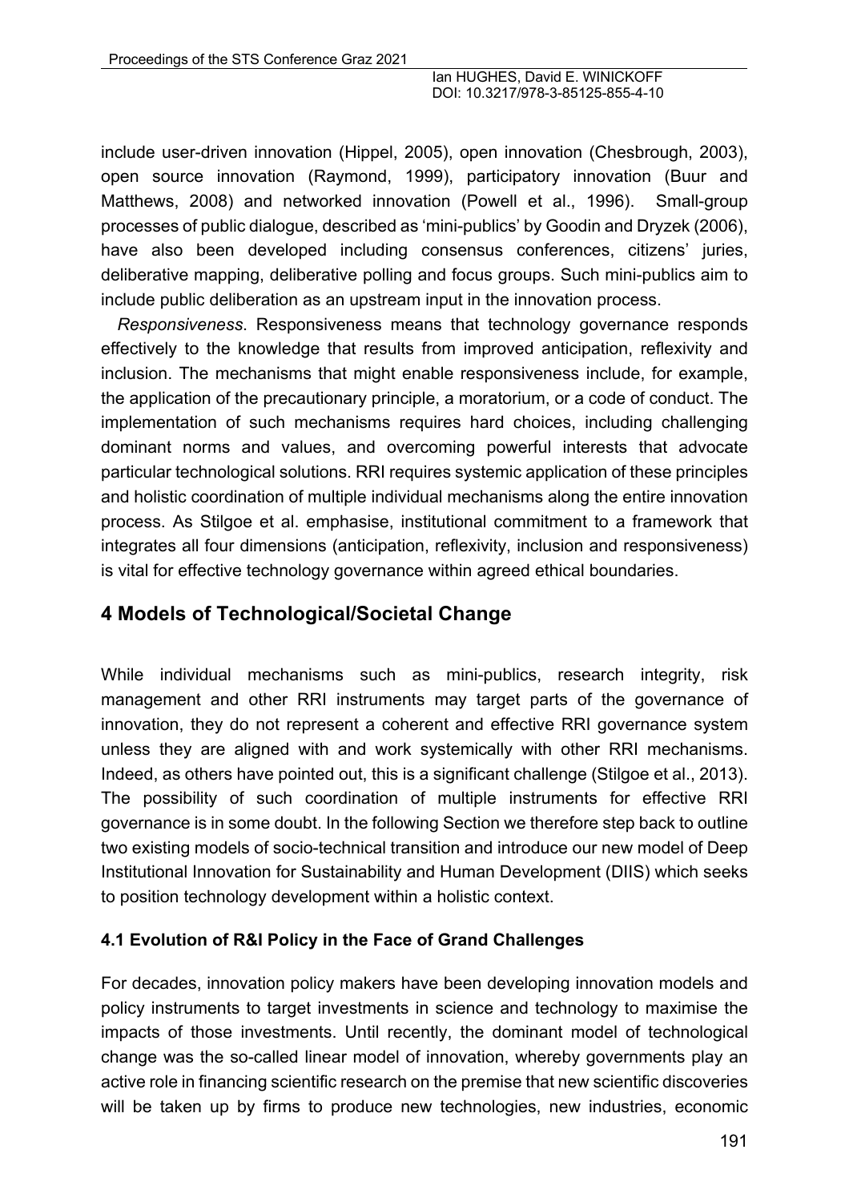include user-driven innovation (Hippel, 2005), open innovation (Chesbrough, 2003), open source innovation (Raymond, 1999), participatory innovation (Buur and Matthews, 2008) and networked innovation (Powell et al., 1996). Small-group processes of public dialogue, described as 'mini-publics' by Goodin and Dryzek (2006), have also been developed including consensus conferences, citizens' juries, deliberative mapping, deliberative polling and focus groups. Such mini-publics aim to include public deliberation as an upstream input in the innovation process.

*Responsiveness*. Responsiveness means that technology governance responds effectively to the knowledge that results from improved anticipation, reflexivity and inclusion. The mechanisms that might enable responsiveness include, for example, the application of the precautionary principle, a moratorium, or a code of conduct. The implementation of such mechanisms requires hard choices, including challenging dominant norms and values, and overcoming powerful interests that advocate particular technological solutions. RRI requires systemic application of these principles and holistic coordination of multiple individual mechanisms along the entire innovation process. As Stilgoe et al. emphasise, institutional commitment to a framework that integrates all four dimensions (anticipation, reflexivity, inclusion and responsiveness) is vital for effective technology governance within agreed ethical boundaries.

## 4 Models of Technological/Societal Change

While individual mechanisms such as mini-publics, research integrity, risk management and other RRI instruments may target parts of the governance of innovation, they do not represent a coherent and effective RRI governance system unless they are aligned with and work systemically with other RRI mechanisms. Indeed, as others have pointed out, this is a significant challenge (Stilgoe et al., 2013). The possibility of such coordination of multiple instruments for effective RRI governance is in some doubt. In the following Section we therefore step back to outline two existing models of socio-technical transition and introduce our new model of Deep Institutional Innovation for Sustainability and Human Development (DIIS) which seeks to position technology development within a holistic context.

### 4.1 Evolution of R&I Policy in the Face of Grand Challenges

For decades, innovation policy makers have been developing innovation models and policy instruments to target investments in science and technology to maximise the impacts of those investments. Until recently, the dominant model of technological change was the so-called linear model of innovation, whereby governments play an active role in financing scientific research on the premise that new scientific discoveries will be taken up by firms to produce new technologies, new industries, economic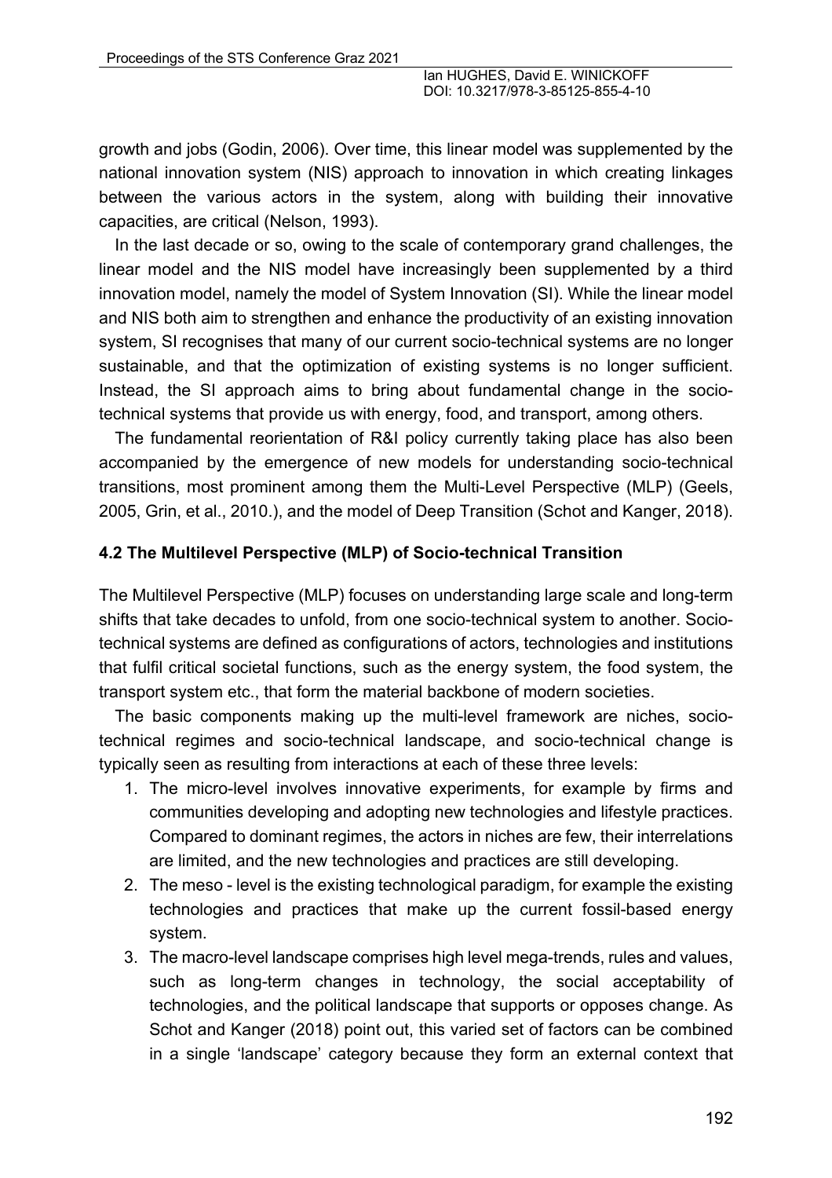growth and jobs (Godin, 2006). Over time, this linear model was supplemented by the national innovation system (NIS) approach to innovation in which creating linkages between the various actors in the system, along with building their innovative capacities, are critical (Nelson, 1993).

In the last decade or so, owing to the scale of contemporary grand challenges, the linear model and the NIS model have increasingly been supplemented by a third innovation model, namely the model of System Innovation (SI). While the linear model and NIS both aim to strengthen and enhance the productivity of an existing innovation system, SI recognises that many of our current socio-technical systems are no longer sustainable, and that the optimization of existing systems is no longer sufficient. Instead, the SI approach aims to bring about fundamental change in the socio-technical systems that provide us with energy, food, and transport, among others.

The fundamental reorientation of R&I policy currently taking place has also been accompanied by the emergence of new models for understanding socio-technical transitions, most prominent among them the Multi-Level Perspective (MLP) (Geels, 2005, Grin, et al., 2010.), and the model of Deep Transition (Schot and Kanger, 2018).

### 4.2 The Multilevel Perspective (MLP) of Socio-technical Transition

The Multilevel Perspective (MLP) focuses on understanding large scale and long-term shifts that take decades to unfold, from one socio-technical system to another. Socio-technical systems are defined as configurations of actors, technologies and institutions that fulfil critical societal functions, such as the energy system, the food system, the transport system etc., that form the material backbone of modern societies.

The basic components making up the multi-level framework are niches, socio-technical regimes and socio-technical landscape, and socio-technical change is typically seen as resulting from interactions at each of these three levels:

1. The micro-level involves innovative experiments, for example by firms and communities developing and adopting new technologies and lifestyle practices. Compared to dominant regimes, the actors in niches are few, their interrelations are limited, and the new technologies and practices are still developing.
2. The meso - level is the existing technological paradigm, for example the existing technologies and practices that make up the current fossil-based energy system.
3. The macro-level landscape comprises high level mega-trends, rules and values, such as long-term changes in technology, the social acceptability of technologies, and the political landscape that supports or opposes change. As Schot and Kanger (2018) point out, this varied set of factors can be combined in a single 'landscape' category because they form an external context that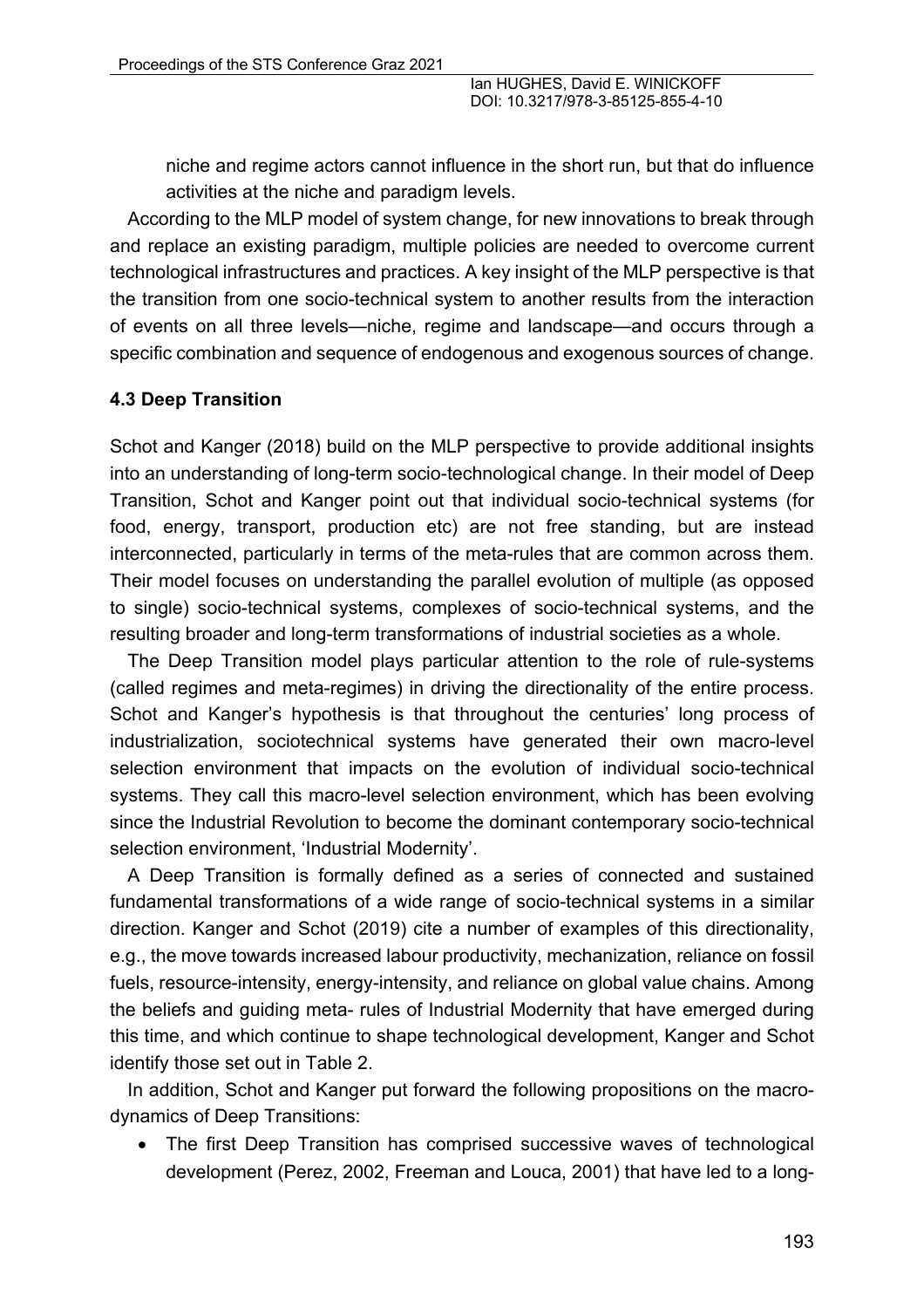niche and regime actors cannot influence in the short run, but that do influence activities at the niche and paradigm levels.

According to the MLP model of system change, for new innovations to break through and replace an existing paradigm, multiple policies are needed to overcome current technological infrastructures and practices. A key insight of the MLP perspective is that the transition from one socio-technical system to another results from the interaction of events on all three levels—niche, regime and landscape—and occurs through a specific combination and sequence of endogenous and exogenous sources of change.

### 4.3 Deep Transition

Schot and Kanger (2018) build on the MLP perspective to provide additional insights into an understanding of long-term socio-technological change. In their model of Deep Transition, Schot and Kanger point out that individual socio-technical systems (for food, energy, transport, production etc) are not free standing, but are instead interconnected, particularly in terms of the meta-rules that are common across them. Their model focuses on understanding the parallel evolution of multiple (as opposed to single) socio-technical systems, complexes of socio-technical systems, and the resulting broader and long-term transformations of industrial societies as a whole.

The Deep Transition model plays particular attention to the role of rule-systems (called regimes and meta-regimes) in driving the directionality of the entire process. Schot and Kanger's hypothesis is that throughout the centuries' long process of industrialization, sociotechnical systems have generated their own macro-level selection environment that impacts on the evolution of individual socio-technical systems. They call this macro-level selection environment, which has been evolving since the Industrial Revolution to become the dominant contemporary socio-technical selection environment, 'Industrial Modernity'.

A Deep Transition is formally defined as a series of connected and sustained fundamental transformations of a wide range of socio-technical systems in a similar direction. Kanger and Schot (2019) cite a number of examples of this directionality, e.g., the move towards increased labour productivity, mechanization, reliance on fossil fuels, resource-intensity, energy-intensity, and reliance on global value chains. Among the beliefs and guiding meta- rules of Industrial Modernity that have emerged during this time, and which continue to shape technological development, Kanger and Schot identify those set out in Table 2.

In addition, Schot and Kanger put forward the following propositions on the macro-dynamics of Deep Transitions:

- The first Deep Transition has comprised successive waves of technological development (Perez, 2002, Freeman and Louca, 2001) that have led to a long-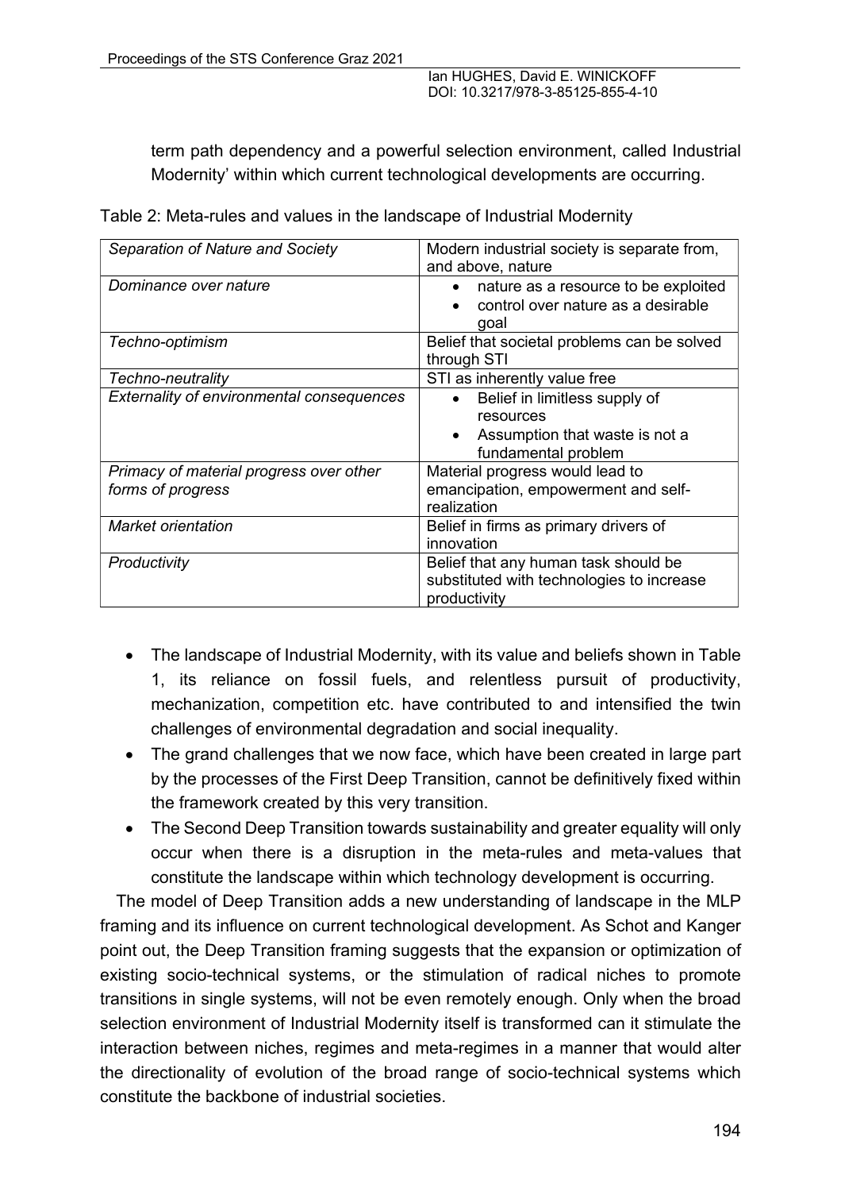term path dependency and a powerful selection environment, called Industrial Modernity' within which current technological developments are occurring.

Table 2: Meta-rules and values in the landscape of Industrial Modernity

| | |
|---|---|
| *Separation of Nature and Society* | Modern industrial society is separate from, and above, nature |
| *Dominance over nature* | • nature as a resource to be exploited<br>• control over nature as a desirable goal |
| *Techno-optimism* | Belief that societal problems can be solved through STI |
| *Techno-neutrality* | STI as inherently value free |
| *Externality of environmental consequences* | • Belief in limitless supply of resources<br>• Assumption that waste is not a fundamental problem |
| *Primacy of material progress over other forms of progress* | Material progress would lead to emancipation, empowerment and self-realization |
| *Market orientation* | Belief in firms as primary drivers of innovation |
| *Productivity* | Belief that any human task should be substituted with technologies to increase productivity |

- The landscape of Industrial Modernity, with its value and beliefs shown in Table 1, its reliance on fossil fuels, and relentless pursuit of productivity, mechanization, competition etc. have contributed to and intensified the twin challenges of environmental degradation and social inequality.
- The grand challenges that we now face, which have been created in large part by the processes of the First Deep Transition, cannot be definitively fixed within the framework created by this very transition.
- The Second Deep Transition towards sustainability and greater equality will only occur when there is a disruption in the meta-rules and meta-values that constitute the landscape within which technology development is occurring.

The model of Deep Transition adds a new understanding of landscape in the MLP framing and its influence on current technological development. As Schot and Kanger point out, the Deep Transition framing suggests that the expansion or optimization of existing socio-technical systems, or the stimulation of radical niches to promote transitions in single systems, will not be even remotely enough. Only when the broad selection environment of Industrial Modernity itself is transformed can it stimulate the interaction between niches, regimes and meta-regimes in a manner that would alter the directionality of evolution of the broad range of socio-technical systems which constitute the backbone of industrial societies.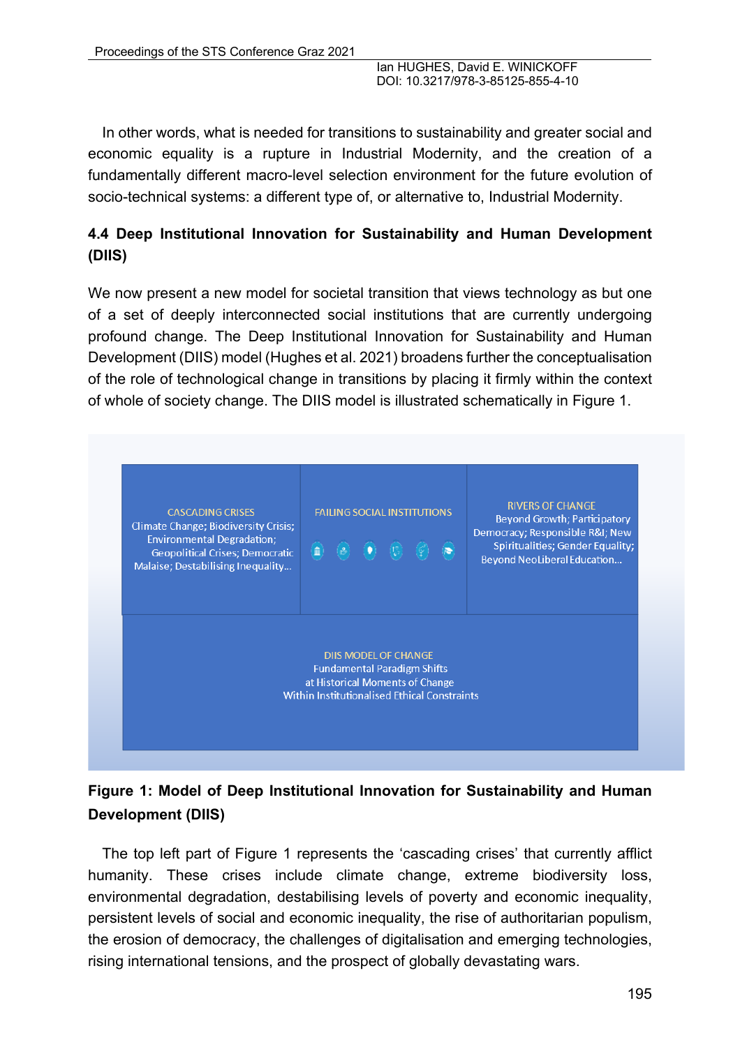In other words, what is needed for transitions to sustainability and greater social and economic equality is a rupture in Industrial Modernity, and the creation of a fundamentally different macro-level selection environment for the future evolution of socio-technical systems: a different type of, or alternative to, Industrial Modernity.

### 4.4 Deep Institutional Innovation for Sustainability and Human Development (DIIS)

We now present a new model for societal transition that views technology as but one of a set of deeply interconnected social institutions that are currently undergoing profound change. The Deep Institutional Innovation for Sustainability and Human Development (DIIS) model (Hughes et al. 2021) broadens further the conceptualisation of the role of technological change in transitions by placing it firmly within the context of whole of society change. The DIIS model is illustrated schematically in Figure 1.

| CASCADING CRISES<br>Climate Change; Biodiversity Crisis; Environmental Degradation; Geopolitical Crises; Democratic Malaise; Destabilising Inequality... | FAILING SOCIAL INSTITUTIONS | RIVERS OF CHANGE<br>Beyond Growth; Participatory Democracy; Responsible R&I; New Spiritualities; Gender Equality; Beyond NeoLiberal Education... |
|---|---|---|
| DIIS MODEL OF CHANGE<br>Fundamental Paradigm Shifts<br>at Historical Moments of Change<br>Within Institutionalised Ethical Constraints | | |

**Figure 1: Model of Deep Institutional Innovation for Sustainability and Human Development (DIIS)**

The top left part of Figure 1 represents the 'cascading crises' that currently afflict humanity. These crises include climate change, extreme biodiversity loss, environmental degradation, destabilising levels of poverty and economic inequality, persistent levels of social and economic inequality, the rise of authoritarian populism, the erosion of democracy, the challenges of digitalisation and emerging technologies, rising international tensions, and the prospect of globally devastating wars.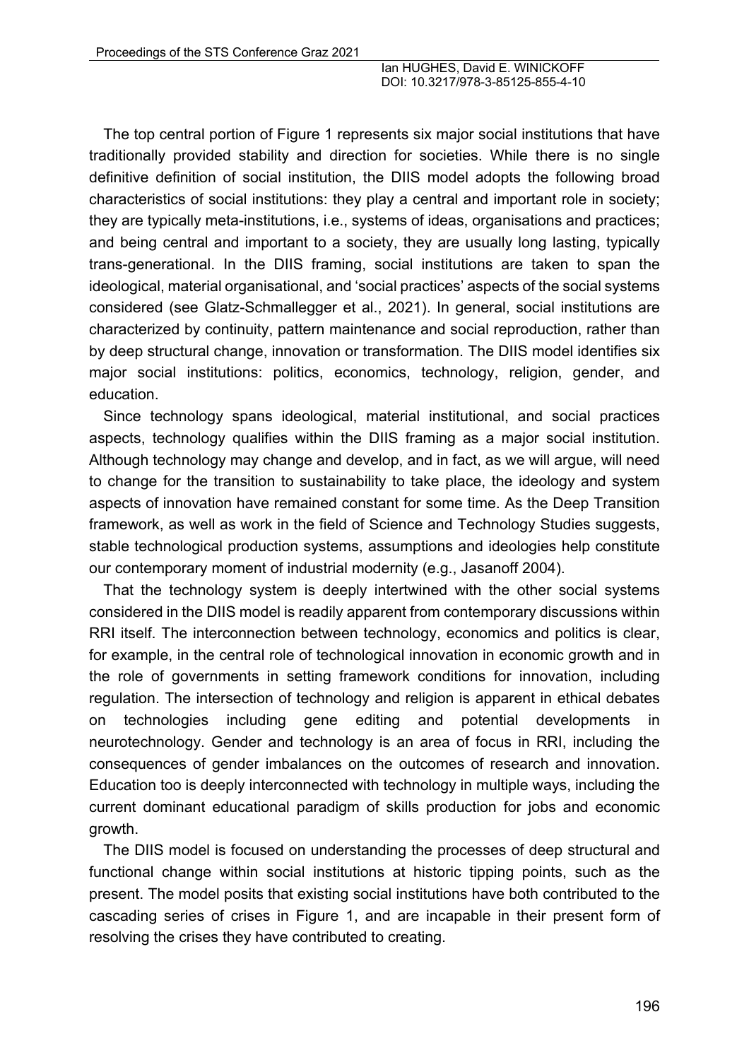The top central portion of Figure 1 represents six major social institutions that have traditionally provided stability and direction for societies. While there is no single definitive definition of social institution, the DIIS model adopts the following broad characteristics of social institutions: they play a central and important role in society; they are typically meta-institutions, i.e., systems of ideas, organisations and practices; and being central and important to a society, they are usually long lasting, typically trans-generational. In the DIIS framing, social institutions are taken to span the ideological, material organisational, and 'social practices' aspects of the social systems considered (see Glatz-Schmallegger et al., 2021). In general, social institutions are characterized by continuity, pattern maintenance and social reproduction, rather than by deep structural change, innovation or transformation. The DIIS model identifies six major social institutions: politics, economics, technology, religion, gender, and education.

Since technology spans ideological, material institutional, and social practices aspects, technology qualifies within the DIIS framing as a major social institution. Although technology may change and develop, and in fact, as we will argue, will need to change for the transition to sustainability to take place, the ideology and system aspects of innovation have remained constant for some time. As the Deep Transition framework, as well as work in the field of Science and Technology Studies suggests, stable technological production systems, assumptions and ideologies help constitute our contemporary moment of industrial modernity (e.g., Jasanoff 2004).

That the technology system is deeply intertwined with the other social systems considered in the DIIS model is readily apparent from contemporary discussions within RRI itself. The interconnection between technology, economics and politics is clear, for example, in the central role of technological innovation in economic growth and in the role of governments in setting framework conditions for innovation, including regulation. The intersection of technology and religion is apparent in ethical debates on technologies including gene editing and potential developments in neurotechnology. Gender and technology is an area of focus in RRI, including the consequences of gender imbalances on the outcomes of research and innovation. Education too is deeply interconnected with technology in multiple ways, including the current dominant educational paradigm of skills production for jobs and economic growth.

The DIIS model is focused on understanding the processes of deep structural and functional change within social institutions at historic tipping points, such as the present. The model posits that existing social institutions have both contributed to the cascading series of crises in Figure 1, and are incapable in their present form of resolving the crises they have contributed to creating.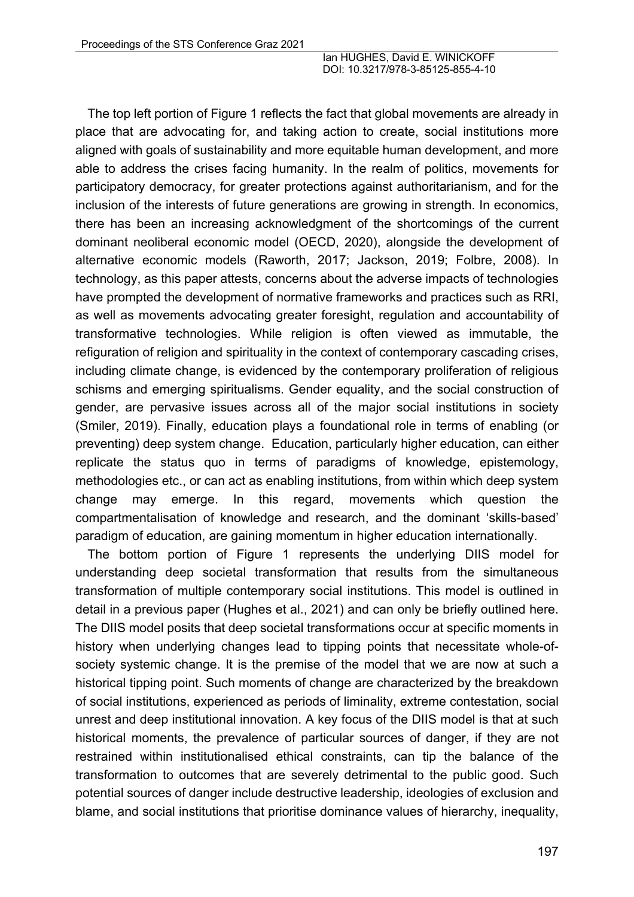The top left portion of Figure 1 reflects the fact that global movements are already in place that are advocating for, and taking action to create, social institutions more aligned with goals of sustainability and more equitable human development, and more able to address the crises facing humanity. In the realm of politics, movements for participatory democracy, for greater protections against authoritarianism, and for the inclusion of the interests of future generations are growing in strength. In economics, there has been an increasing acknowledgment of the shortcomings of the current dominant neoliberal economic model (OECD, 2020), alongside the development of alternative economic models (Raworth, 2017; Jackson, 2019; Folbre, 2008). In technology, as this paper attests, concerns about the adverse impacts of technologies have prompted the development of normative frameworks and practices such as RRI, as well as movements advocating greater foresight, regulation and accountability of transformative technologies. While religion is often viewed as immutable, the refiguration of religion and spirituality in the context of contemporary cascading crises, including climate change, is evidenced by the contemporary proliferation of religious schisms and emerging spiritualisms. Gender equality, and the social construction of gender, are pervasive issues across all of the major social institutions in society (Smiler, 2019). Finally, education plays a foundational role in terms of enabling (or preventing) deep system change. Education, particularly higher education, can either replicate the status quo in terms of paradigms of knowledge, epistemology, methodologies etc., or can act as enabling institutions, from within which deep system change may emerge. In this regard, movements which question the compartmentalisation of knowledge and research, and the dominant 'skills-based' paradigm of education, are gaining momentum in higher education internationally.

The bottom portion of Figure 1 represents the underlying DIIS model for understanding deep societal transformation that results from the simultaneous transformation of multiple contemporary social institutions. This model is outlined in detail in a previous paper (Hughes et al., 2021) and can only be briefly outlined here. The DIIS model posits that deep societal transformations occur at specific moments in history when underlying changes lead to tipping points that necessitate whole-of-society systemic change. It is the premise of the model that we are now at such a historical tipping point. Such moments of change are characterized by the breakdown of social institutions, experienced as periods of liminality, extreme contestation, social unrest and deep institutional innovation. A key focus of the DIIS model is that at such historical moments, the prevalence of particular sources of danger, if they are not restrained within institutionalised ethical constraints, can tip the balance of the transformation to outcomes that are severely detrimental to the public good. Such potential sources of danger include destructive leadership, ideologies of exclusion and blame, and social institutions that prioritise dominance values of hierarchy, inequality,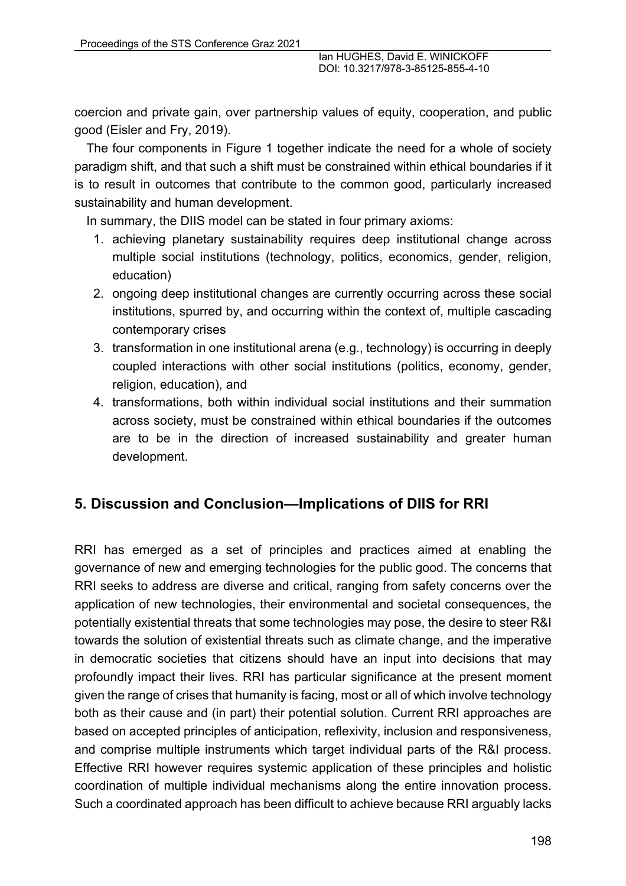coercion and private gain, over partnership values of equity, cooperation, and public good (Eisler and Fry, 2019).

The four components in Figure 1 together indicate the need for a whole of society paradigm shift, and that such a shift must be constrained within ethical boundaries if it is to result in outcomes that contribute to the common good, particularly increased sustainability and human development.

In summary, the DIIS model can be stated in four primary axioms:

1. achieving planetary sustainability requires deep institutional change across multiple social institutions (technology, politics, economics, gender, religion, education)
2. ongoing deep institutional changes are currently occurring across these social institutions, spurred by, and occurring within the context of, multiple cascading contemporary crises
3. transformation in one institutional arena (e.g., technology) is occurring in deeply coupled interactions with other social institutions (politics, economy, gender, religion, education), and
4. transformations, both within individual social institutions and their summation across society, must be constrained within ethical boundaries if the outcomes are to be in the direction of increased sustainability and greater human development.

## 5. Discussion and Conclusion—Implications of DIIS for RRI

RRI has emerged as a set of principles and practices aimed at enabling the governance of new and emerging technologies for the public good. The concerns that RRI seeks to address are diverse and critical, ranging from safety concerns over the application of new technologies, their environmental and societal consequences, the potentially existential threats that some technologies may pose, the desire to steer R&I towards the solution of existential threats such as climate change, and the imperative in democratic societies that citizens should have an input into decisions that may profoundly impact their lives. RRI has particular significance at the present moment given the range of crises that humanity is facing, most or all of which involve technology both as their cause and (in part) their potential solution. Current RRI approaches are based on accepted principles of anticipation, reflexivity, inclusion and responsiveness, and comprise multiple instruments which target individual parts of the R&I process. Effective RRI however requires systemic application of these principles and holistic coordination of multiple individual mechanisms along the entire innovation process. Such a coordinated approach has been difficult to achieve because RRI arguably lacks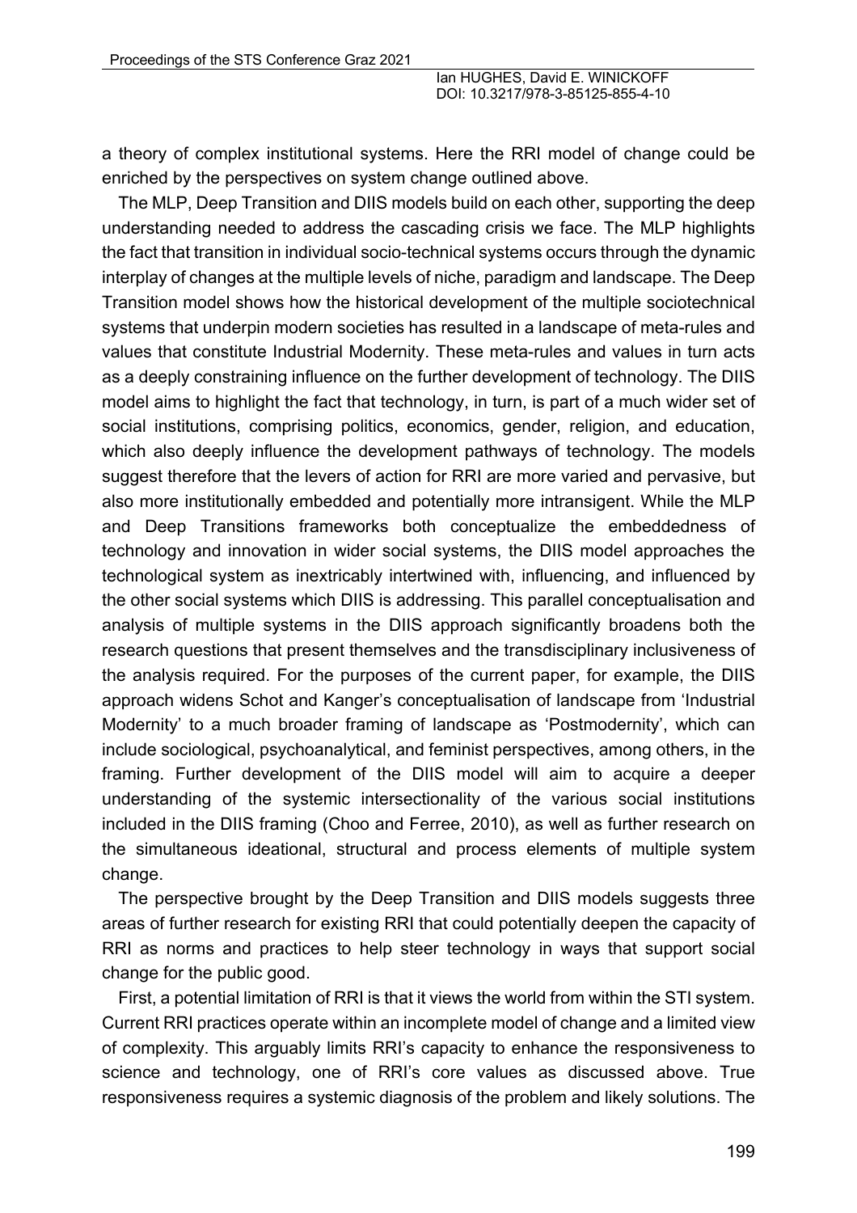a theory of complex institutional systems. Here the RRI model of change could be enriched by the perspectives on system change outlined above.

The MLP, Deep Transition and DIIS models build on each other, supporting the deep understanding needed to address the cascading crisis we face. The MLP highlights the fact that transition in individual socio-technical systems occurs through the dynamic interplay of changes at the multiple levels of niche, paradigm and landscape. The Deep Transition model shows how the historical development of the multiple sociotechnical systems that underpin modern societies has resulted in a landscape of meta-rules and values that constitute Industrial Modernity. These meta-rules and values in turn acts as a deeply constraining influence on the further development of technology. The DIIS model aims to highlight the fact that technology, in turn, is part of a much wider set of social institutions, comprising politics, economics, gender, religion, and education, which also deeply influence the development pathways of technology. The models suggest therefore that the levers of action for RRI are more varied and pervasive, but also more institutionally embedded and potentially more intransigent. While the MLP and Deep Transitions frameworks both conceptualize the embeddedness of technology and innovation in wider social systems, the DIIS model approaches the technological system as inextricably intertwined with, influencing, and influenced by the other social systems which DIIS is addressing. This parallel conceptualisation and analysis of multiple systems in the DIIS approach significantly broadens both the research questions that present themselves and the transdisciplinary inclusiveness of the analysis required. For the purposes of the current paper, for example, the DIIS approach widens Schot and Kanger's conceptualisation of landscape from 'Industrial Modernity' to a much broader framing of landscape as 'Postmodernity', which can include sociological, psychoanalytical, and feminist perspectives, among others, in the framing. Further development of the DIIS model will aim to acquire a deeper understanding of the systemic intersectionality of the various social institutions included in the DIIS framing (Choo and Ferree, 2010), as well as further research on the simultaneous ideational, structural and process elements of multiple system change.

The perspective brought by the Deep Transition and DIIS models suggests three areas of further research for existing RRI that could potentially deepen the capacity of RRI as norms and practices to help steer technology in ways that support social change for the public good.

First, a potential limitation of RRI is that it views the world from within the STI system. Current RRI practices operate within an incomplete model of change and a limited view of complexity. This arguably limits RRI's capacity to enhance the responsiveness to science and technology, one of RRI's core values as discussed above. True responsiveness requires a systemic diagnosis of the problem and likely solutions. The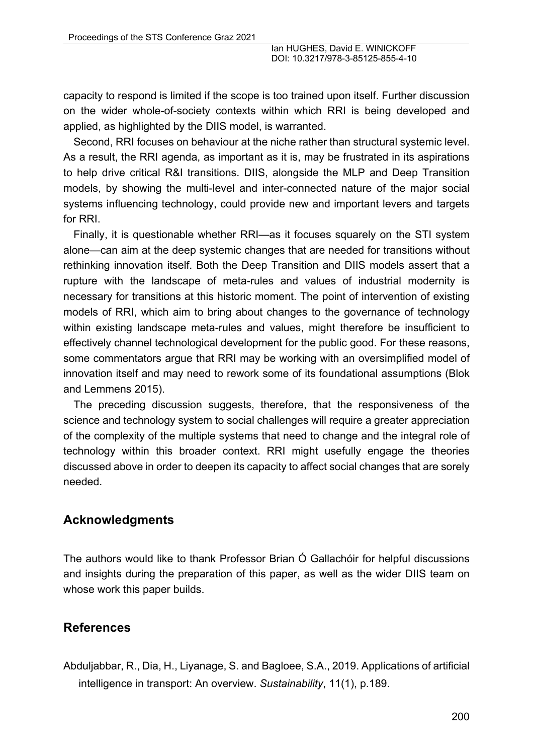capacity to respond is limited if the scope is too trained upon itself. Further discussion on the wider whole-of-society contexts within which RRI is being developed and applied, as highlighted by the DIIS model, is warranted.

Second, RRI focuses on behaviour at the niche rather than structural systemic level. As a result, the RRI agenda, as important as it is, may be frustrated in its aspirations to help drive critical R&I transitions. DIIS, alongside the MLP and Deep Transition models, by showing the multi-level and inter-connected nature of the major social systems influencing technology, could provide new and important levers and targets for RRI.

Finally, it is questionable whether RRI—as it focuses squarely on the STI system alone—can aim at the deep systemic changes that are needed for transitions without rethinking innovation itself. Both the Deep Transition and DIIS models assert that a rupture with the landscape of meta-rules and values of industrial modernity is necessary for transitions at this historic moment. The point of intervention of existing models of RRI, which aim to bring about changes to the governance of technology within existing landscape meta-rules and values, might therefore be insufficient to effectively channel technological development for the public good. For these reasons, some commentators argue that RRI may be working with an oversimplified model of innovation itself and may need to rework some of its foundational assumptions (Blok and Lemmens 2015).

The preceding discussion suggests, therefore, that the responsiveness of the science and technology system to social challenges will require a greater appreciation of the complexity of the multiple systems that need to change and the integral role of technology within this broader context. RRI might usefully engage the theories discussed above in order to deepen its capacity to affect social changes that are sorely needed.

## Acknowledgments

The authors would like to thank Professor Brian Ó Gallachóir for helpful discussions and insights during the preparation of this paper, as well as the wider DIIS team on whose work this paper builds.

## References

Abduljabbar, R., Dia, H., Liyanage, S. and Bagloee, S.A., 2019. Applications of artificial intelligence in transport: An overview. *Sustainability*, 11(1), p.189.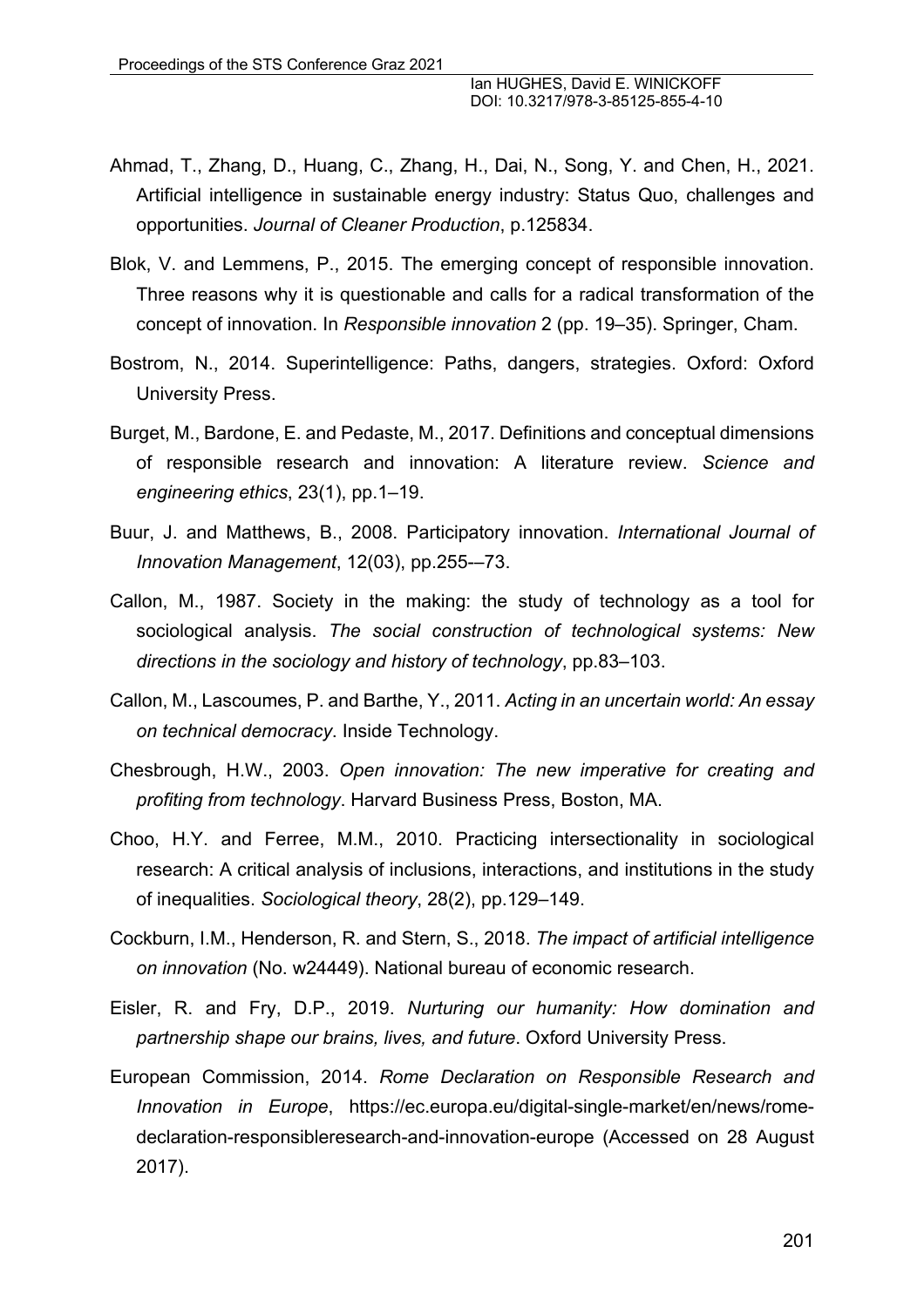Ahmad, T., Zhang, D., Huang, C., Zhang, H., Dai, N., Song, Y. and Chen, H., 2021. Artificial intelligence in sustainable energy industry: Status Quo, challenges and opportunities. *Journal of Cleaner Production*, p.125834.

Blok, V. and Lemmens, P., 2015. The emerging concept of responsible innovation. Three reasons why it is questionable and calls for a radical transformation of the concept of innovation. In *Responsible innovation* 2 (pp. 19–35). Springer, Cham.

Bostrom, N., 2014. Superintelligence: Paths, dangers, strategies. Oxford: Oxford University Press.

Burget, M., Bardone, E. and Pedaste, M., 2017. Definitions and conceptual dimensions of responsible research and innovation: A literature review. *Science and engineering ethics*, 23(1), pp.1–19.

Buur, J. and Matthews, B., 2008. Participatory innovation. *International Journal of Innovation Management*, 12(03), pp.255-–73.

Callon, M., 1987. Society in the making: the study of technology as a tool for sociological analysis. *The social construction of technological systems: New directions in the sociology and history of technology*, pp.83–103.

Callon, M., Lascoumes, P. and Barthe, Y., 2011. *Acting in an uncertain world: An essay on technical democracy*. Inside Technology.

Chesbrough, H.W., 2003. *Open innovation: The new imperative for creating and profiting from technology*. Harvard Business Press, Boston, MA.

Choo, H.Y. and Ferree, M.M., 2010. Practicing intersectionality in sociological research: A critical analysis of inclusions, interactions, and institutions in the study of inequalities. *Sociological theory*, 28(2), pp.129–149.

Cockburn, I.M., Henderson, R. and Stern, S., 2018. *The impact of artificial intelligence on innovation* (No. w24449). National bureau of economic research.

Eisler, R. and Fry, D.P., 2019. *Nurturing our humanity: How domination and partnership shape our brains, lives, and future*. Oxford University Press.

European Commission, 2014. *Rome Declaration on Responsible Research and Innovation in Europe*, https://ec.europa.eu/digital-single-market/en/news/rome-declaration-responsibleresearch-and-innovation-europe (Accessed on 28 August 2017).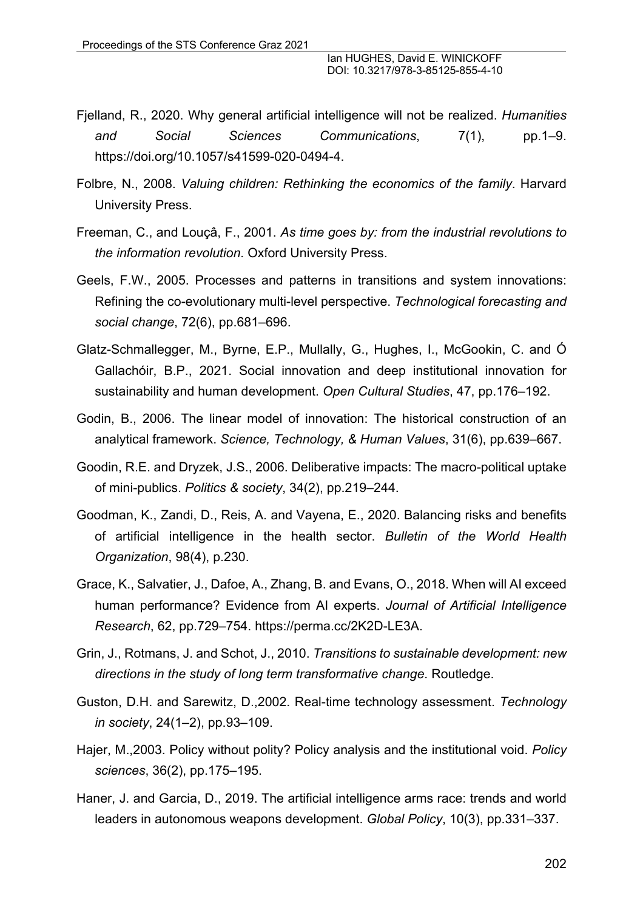Fjelland, R., 2020. Why general artificial intelligence will not be realized. *Humanities and Social Sciences Communications*, 7(1), pp.1–9. https://doi.org/10.1057/s41599-020-0494-4.

Folbre, N., 2008. *Valuing children: Rethinking the economics of the family*. Harvard University Press.

Freeman, C., and Louçâ, F., 2001. *As time goes by: from the industrial revolutions to the information revolution*. Oxford University Press.

Geels, F.W., 2005. Processes and patterns in transitions and system innovations: Refining the co-evolutionary multi-level perspective. *Technological forecasting and social change*, 72(6), pp.681–696.

Glatz-Schmallegger, M., Byrne, E.P., Mullally, G., Hughes, I., McGookin, C. and Ó Gallachóir, B.P., 2021. Social innovation and deep institutional innovation for sustainability and human development. *Open Cultural Studies*, 47, pp.176–192.

Godin, B., 2006. The linear model of innovation: The historical construction of an analytical framework. *Science, Technology, & Human Values*, 31(6), pp.639–667.

Goodin, R.E. and Dryzek, J.S., 2006. Deliberative impacts: The macro-political uptake of mini-publics. *Politics & society*, 34(2), pp.219–244.

Goodman, K., Zandi, D., Reis, A. and Vayena, E., 2020. Balancing risks and benefits of artificial intelligence in the health sector. *Bulletin of the World Health Organization*, 98(4), p.230.

Grace, K., Salvatier, J., Dafoe, A., Zhang, B. and Evans, O., 2018. When will AI exceed human performance? Evidence from AI experts. *Journal of Artificial Intelligence Research*, 62, pp.729–754. https://perma.cc/2K2D-LE3A.

Grin, J., Rotmans, J. and Schot, J., 2010. *Transitions to sustainable development: new directions in the study of long term transformative change*. Routledge.

Guston, D.H. and Sarewitz, D.,2002. Real-time technology assessment. *Technology in society*, 24(1–2), pp.93–109.

Hajer, M.,2003. Policy without polity? Policy analysis and the institutional void. *Policy sciences*, 36(2), pp.175–195.

Haner, J. and Garcia, D., 2019. The artificial intelligence arms race: trends and world leaders in autonomous weapons development. *Global Policy*, 10(3), pp.331–337.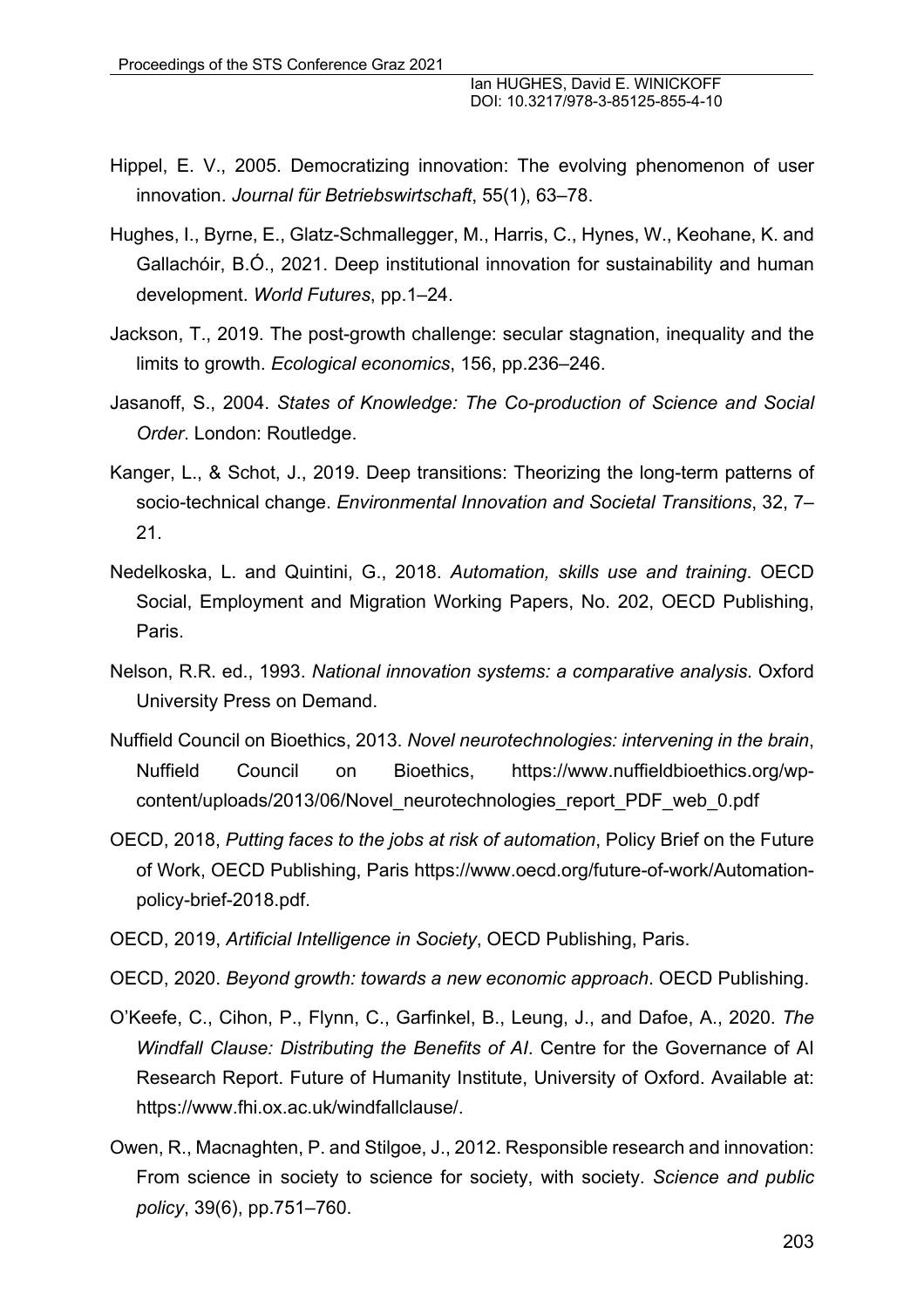Hippel, E. V., 2005. Democratizing innovation: The evolving phenomenon of user innovation. *Journal für Betriebswirtschaft*, 55(1), 63–78.

Hughes, I., Byrne, E., Glatz-Schmallegger, M., Harris, C., Hynes, W., Keohane, K. and Gallachóir, B.Ó., 2021. Deep institutional innovation for sustainability and human development. *World Futures*, pp.1–24.

Jackson, T., 2019. The post-growth challenge: secular stagnation, inequality and the limits to growth. *Ecological economics*, 156, pp.236–246.

Jasanoff, S., 2004. *States of Knowledge: The Co-production of Science and Social Order*. London: Routledge.

Kanger, L., & Schot, J., 2019. Deep transitions: Theorizing the long-term patterns of socio-technical change. *Environmental Innovation and Societal Transitions*, 32, 7–21.

Nedelkoska, L. and Quintini, G., 2018. *Automation, skills use and training*. OECD Social, Employment and Migration Working Papers, No. 202, OECD Publishing, Paris.

Nelson, R.R. ed., 1993. *National innovation systems: a comparative analysis*. Oxford University Press on Demand.

Nuffield Council on Bioethics, 2013. *Novel neurotechnologies: intervening in the brain*, Nuffield Council on Bioethics, https://www.nuffieldbioethics.org/wp-content/uploads/2013/06/Novel_neurotechnologies_report_PDF_web_0.pdf

OECD, 2018, *Putting faces to the jobs at risk of automation*, Policy Brief on the Future of Work, OECD Publishing, Paris https://www.oecd.org/future-of-work/Automation-policy-brief-2018.pdf.

OECD, 2019, *Artificial Intelligence in Society*, OECD Publishing, Paris.

OECD, 2020. *Beyond growth: towards a new economic approach*. OECD Publishing.

O'Keefe, C., Cihon, P., Flynn, C., Garfinkel, B., Leung, J., and Dafoe, A., 2020. *The Windfall Clause: Distributing the Benefits of AI*. Centre for the Governance of AI Research Report. Future of Humanity Institute, University of Oxford. Available at: https://www.fhi.ox.ac.uk/windfallclause/.

Owen, R., Macnaghten, P. and Stilgoe, J., 2012. Responsible research and innovation: From science in society to science for society, with society. *Science and public policy*, 39(6), pp.751–760.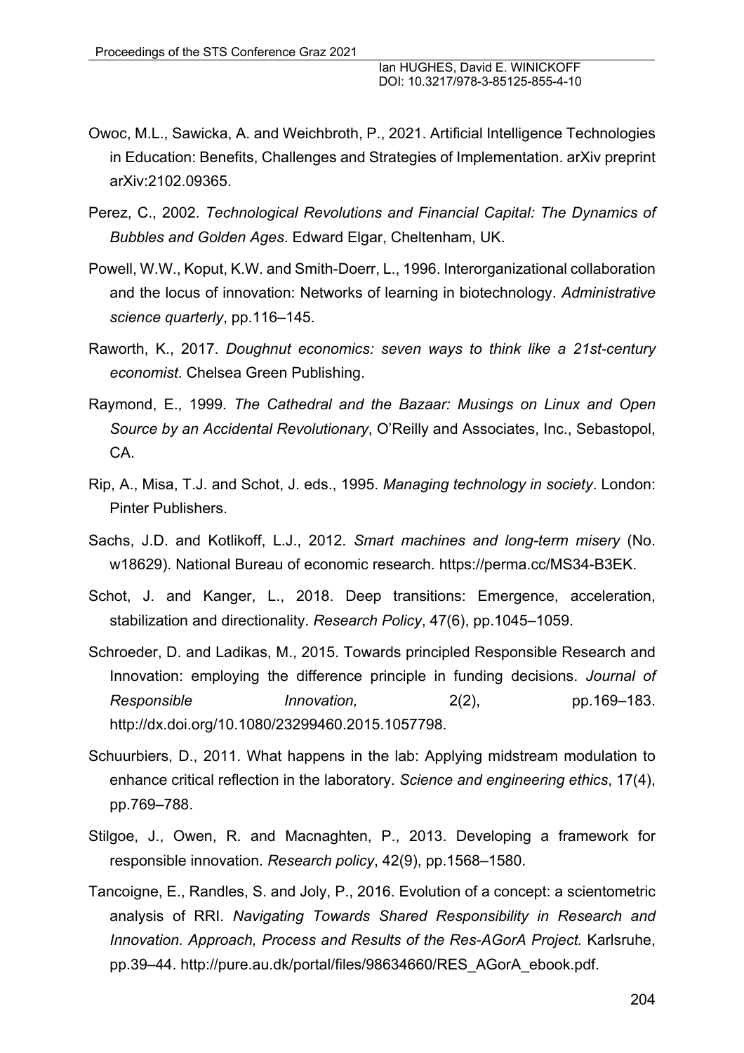Owoc, M.L., Sawicka, A. and Weichbroth, P., 2021. Artificial Intelligence Technologies in Education: Benefits, Challenges and Strategies of Implementation. arXiv preprint arXiv:2102.09365.

Perez, C., 2002. *Technological Revolutions and Financial Capital: The Dynamics of Bubbles and Golden Ages*. Edward Elgar, Cheltenham, UK.

Powell, W.W., Koput, K.W. and Smith-Doerr, L., 1996. Interorganizational collaboration and the locus of innovation: Networks of learning in biotechnology. *Administrative science quarterly*, pp.116–145.

Raworth, K., 2017. *Doughnut economics: seven ways to think like a 21st-century economist*. Chelsea Green Publishing.

Raymond, E., 1999. *The Cathedral and the Bazaar: Musings on Linux and Open Source by an Accidental Revolutionary*, O'Reilly and Associates, Inc., Sebastopol, CA.

Rip, A., Misa, T.J. and Schot, J. eds., 1995. *Managing technology in society*. London: Pinter Publishers.

Sachs, J.D. and Kotlikoff, L.J., 2012. *Smart machines and long-term misery* (No. w18629). National Bureau of economic research. https://perma.cc/MS34-B3EK.

Schot, J. and Kanger, L., 2018. Deep transitions: Emergence, acceleration, stabilization and directionality. *Research Policy*, 47(6), pp.1045–1059.

Schroeder, D. and Ladikas, M., 2015. Towards principled Responsible Research and Innovation: employing the difference principle in funding decisions. *Journal of Responsible Innovation,* 2(2), pp.169–183. http://dx.doi.org/10.1080/23299460.2015.1057798.

Schuurbiers, D., 2011. What happens in the lab: Applying midstream modulation to enhance critical reflection in the laboratory. *Science and engineering ethics*, 17(4), pp.769–788.

Stilgoe, J., Owen, R. and Macnaghten, P., 2013. Developing a framework for responsible innovation. *Research policy*, 42(9), pp.1568–1580.

Tancoigne, E., Randles, S. and Joly, P., 2016. Evolution of a concept: a scientometric analysis of RRI. *Navigating Towards Shared Responsibility in Research and Innovation. Approach, Process and Results of the Res-AGorA Project.* Karlsruhe, pp.39–44. http://pure.au.dk/portal/files/98634660/RES_AGorA_ebook.pdf.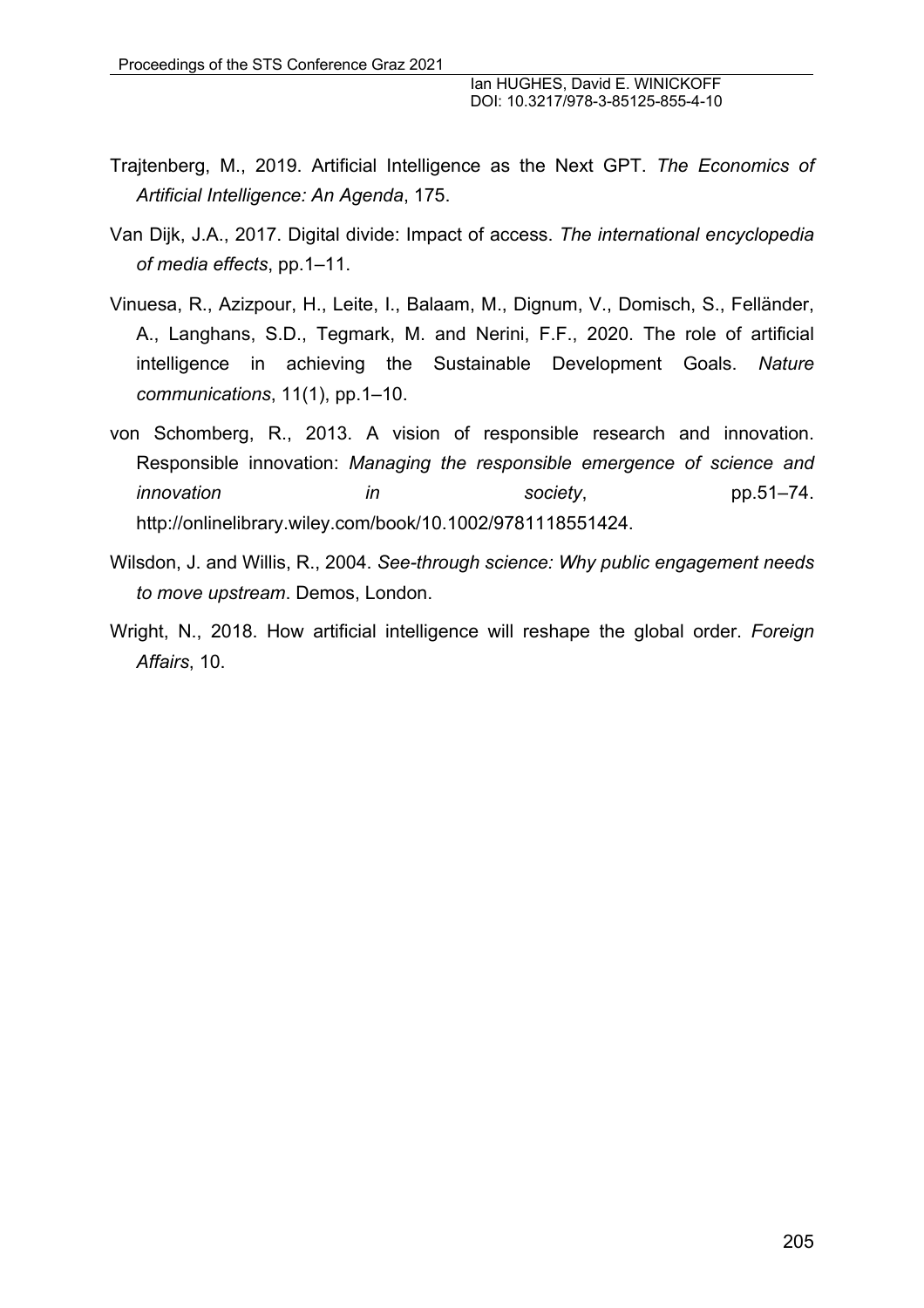Trajtenberg, M., 2019. Artificial Intelligence as the Next GPT. *The Economics of Artificial Intelligence: An Agenda*, 175.

Van Dijk, J.A., 2017. Digital divide: Impact of access. *The international encyclopedia of media effects*, pp.1–11.

Vinuesa, R., Azizpour, H., Leite, I., Balaam, M., Dignum, V., Domisch, S., Felländer, A., Langhans, S.D., Tegmark, M. and Nerini, F.F., 2020. The role of artificial intelligence in achieving the Sustainable Development Goals. *Nature communications*, 11(1), pp.1–10.

von Schomberg, R., 2013. A vision of responsible research and innovation. Responsible innovation: *Managing the responsible emergence of science and innovation in society*, pp.51–74. http://onlinelibrary.wiley.com/book/10.1002/9781118551424.

Wilsdon, J. and Willis, R., 2004. *See-through science: Why public engagement needs to move upstream*. Demos, London.

Wright, N., 2018. How artificial intelligence will reshape the global order. *Foreign Affairs*, 10.